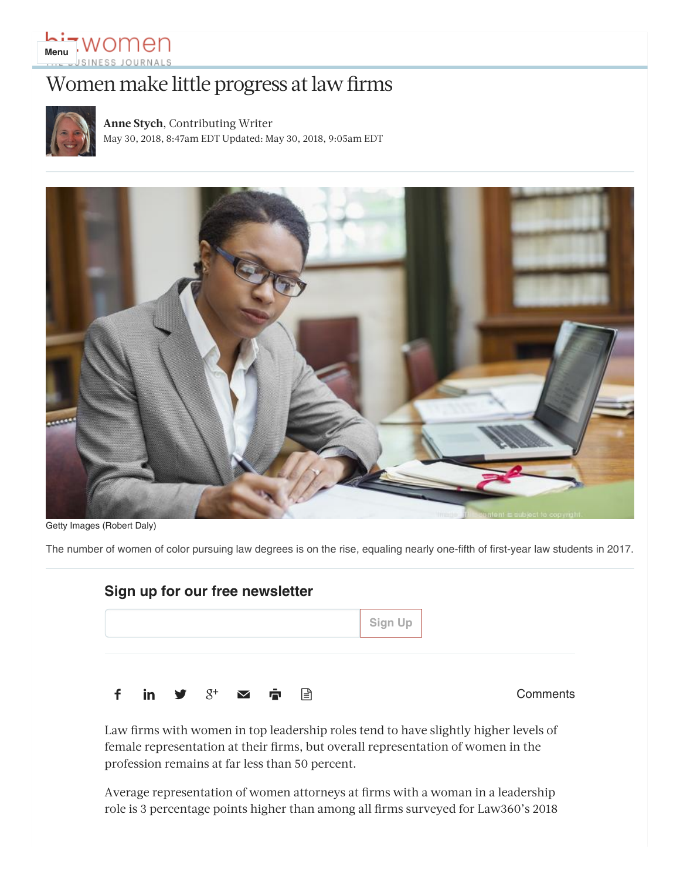# Women make little progress at law firms

**Anne Stych**, Contributing Writer
May 30, 2018, 8:47am EDT Updated: May 30, 2018, 9:05am EDT

Getty Images (Robert Daly)

The number of women of color pursuing law degrees is on the rise, equaling nearly one-fifth of first-year law students in 2017.

Law firms with women in top leadership roles tend to have slightly higher levels of female representation at their firms, but overall representation of women in the profession remains at far less than 50 percent.

Average representation of women attorneys at firms with a woman in a leadership role is 3 percentage points higher than among all firms surveyed for Law360's 2018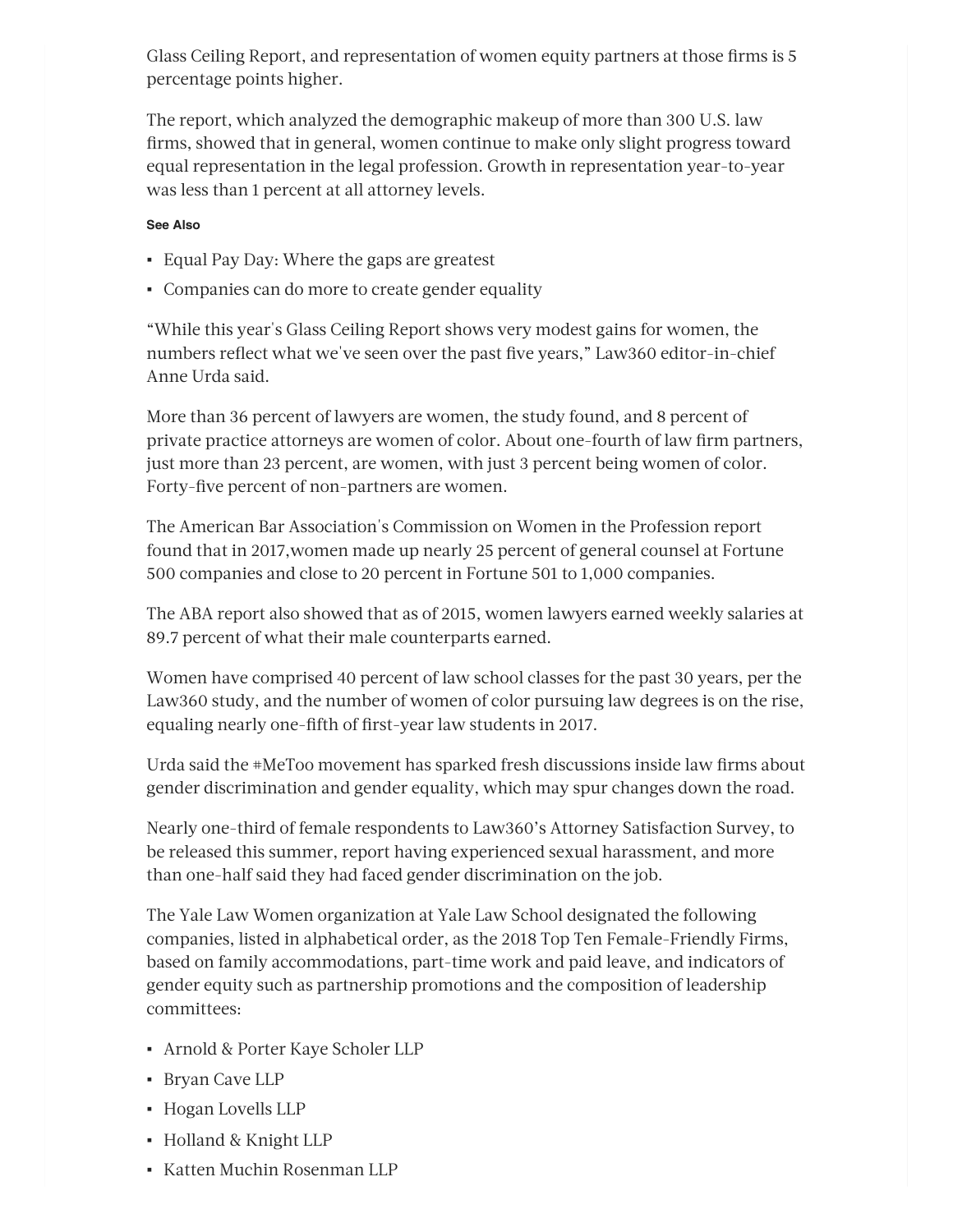Glass Ceiling Report, and representation of women equity partners at those firms is 5 percentage points higher.

The report, which analyzed the demographic makeup of more than 300 U.S. law firms, showed that in general, women continue to make only slight progress toward equal representation in the legal profession. Growth in representation year-to-year was less than 1 percent at all attorney levels.

**See Also**

- Equal Pay Day: Where the gaps are greatest
- Companies can do more to create gender equality

"While this year's Glass Ceiling Report shows very modest gains for women, the numbers reflect what we've seen over the past five years," Law360 editor-in-chief Anne Urda said.

More than 36 percent of lawyers are women, the study found, and 8 percent of private practice attorneys are women of color. About one-fourth of law firm partners, just more than 23 percent, are women, with just 3 percent being women of color. Forty-five percent of non-partners are women.

The American Bar Association's Commission on Women in the Profession report found that in 2017,women made up nearly 25 percent of general counsel at Fortune 500 companies and close to 20 percent in Fortune 501 to 1,000 companies.

The ABA report also showed that as of 2015, women lawyers earned weekly salaries at 89.7 percent of what their male counterparts earned.

Women have comprised 40 percent of law school classes for the past 30 years, per the Law360 study, and the number of women of color pursuing law degrees is on the rise, equaling nearly one-fifth of first-year law students in 2017.

Urda said the #MeToo movement has sparked fresh discussions inside law firms about gender discrimination and gender equality, which may spur changes down the road.

Nearly one-third of female respondents to Law360's Attorney Satisfaction Survey, to be released this summer, report having experienced sexual harassment, and more than one-half said they had faced gender discrimination on the job.

The Yale Law Women organization at Yale Law School designated the following companies, listed in alphabetical order, as the 2018 Top Ten Female-Friendly Firms, based on family accommodations, part-time work and paid leave, and indicators of gender equity such as partnership promotions and the composition of leadership committees:

- Arnold & Porter Kaye Scholer LLP
- Bryan Cave LLP
- Hogan Lovells LLP
- Holland & Knight LLP
- Katten Muchin Rosenman LLP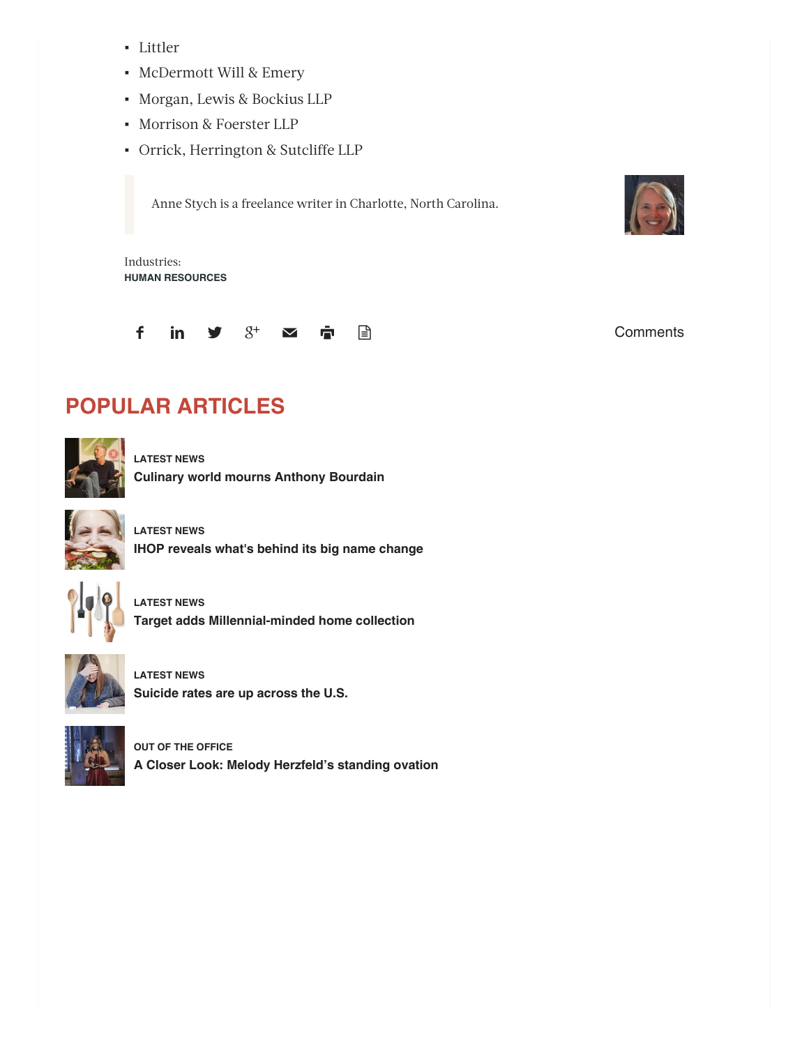- Littler
- McDermott Will & Emery
- Morgan, Lewis & Bockius LLP
- Morrison & Foerster LLP
- Orrick, Herrington & Sutcliffe LLP

> Anne Stych is a freelance writer in Charlotte, North Carolina.

Industries:
**HUMAN RESOURCES**

Comments

## POPULAR ARTICLES

**LATEST NEWS**
**Culinary world mourns Anthony Bourdain**

**LATEST NEWS**
**IHOP reveals what's behind its big name change**

**LATEST NEWS**
**Target adds Millennial-minded home collection**

**LATEST NEWS**
**Suicide rates are up across the U.S.**

**OUT OF THE OFFICE**
**A Closer Look: Melody Herzfeld's standing ovation**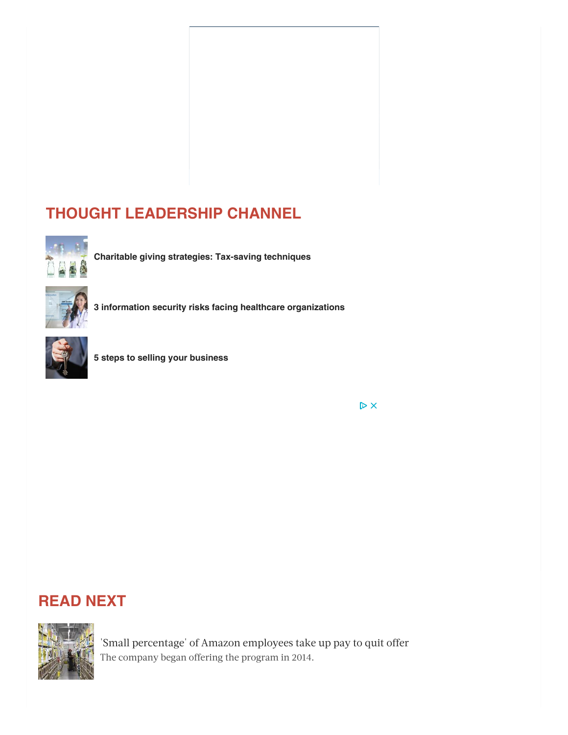## THOUGHT LEADERSHIP CHANNEL

**Charitable giving strategies: Tax-saving techniques**

**3 information security risks facing healthcare organizations**

**5 steps to selling your business**

## READ NEXT

'Small percentage' of Amazon employees take up pay to quit offer

The company began offering the program in 2014.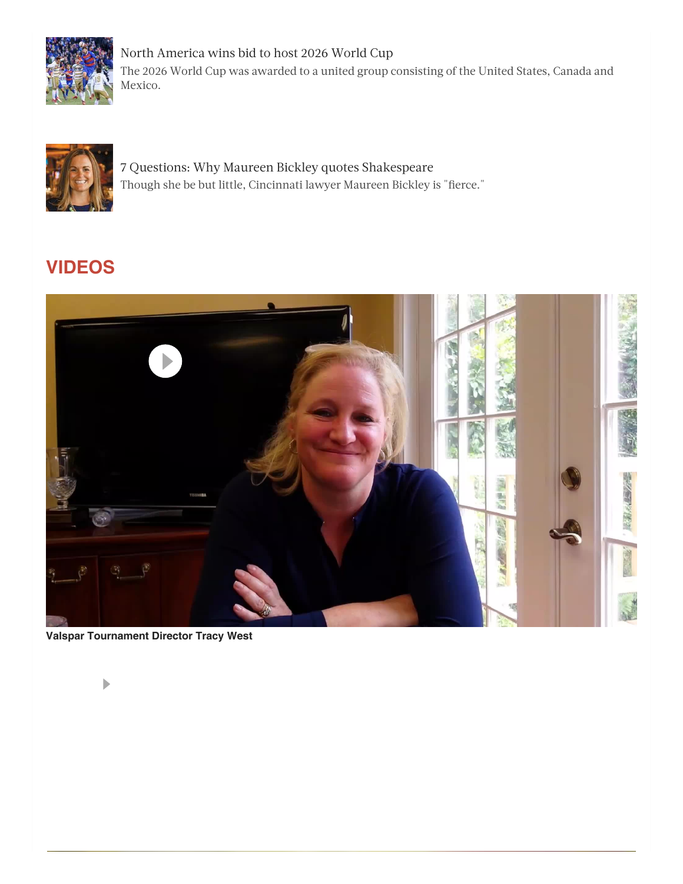North America wins bid to host 2026 World Cup

The 2026 World Cup was awarded to a united group consisting of the United States, Canada and Mexico.

7 Questions: Why Maureen Bickley quotes Shakespeare

Though she be but little, Cincinnati lawyer Maureen Bickley is "fierce."

## VIDEOS

**Valspar Tournament Director Tracy West**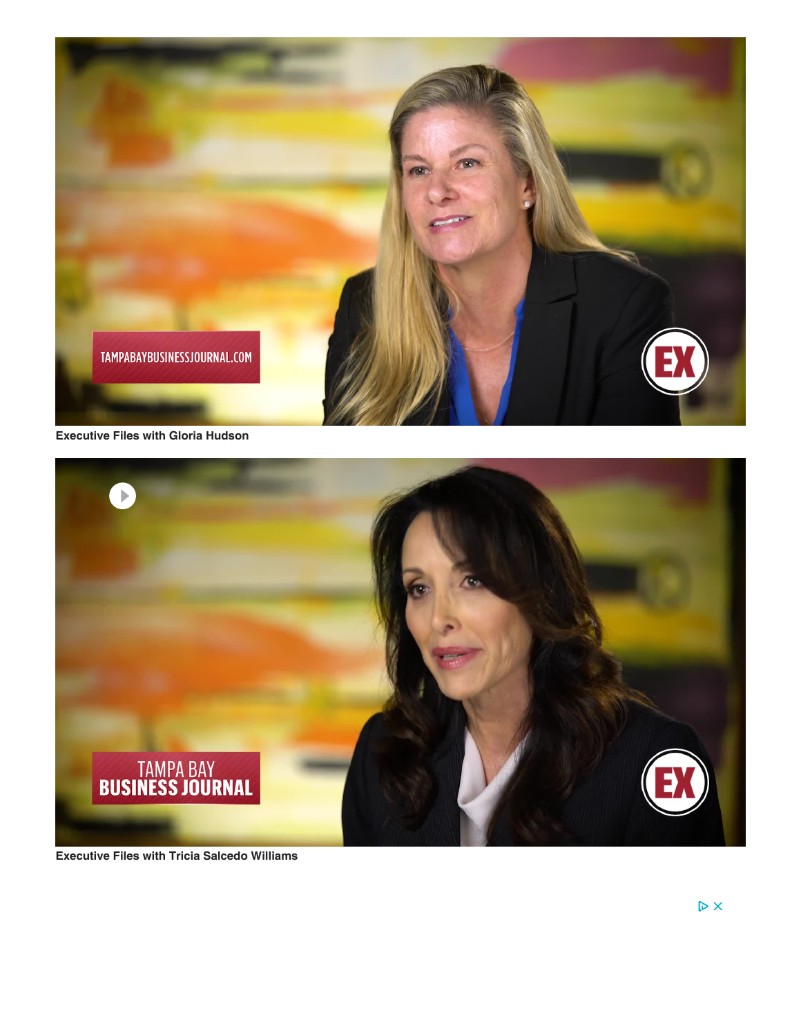Executive Files with Gloria Hudson

Executive Files with Tricia Salcedo Williams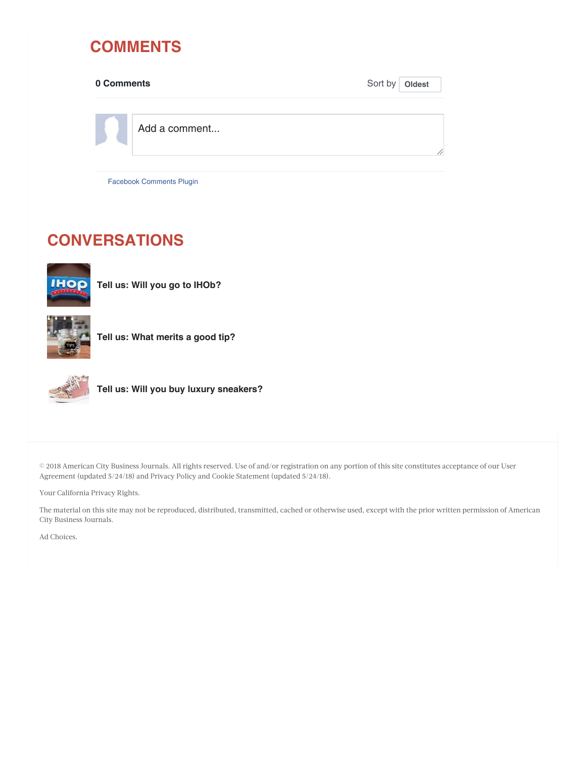## COMMENTS

**0 Comments**

Sort by **Oldest**

Add a comment...

Facebook Comments Plugin

## CONVERSATIONS

**Tell us: Will you go to IHOb?**

**Tell us: What merits a good tip?**

**Tell us: Will you buy luxury sneakers?**

© 2018 American City Business Journals. All rights reserved. Use of and/or registration on any portion of this site constitutes acceptance of our User Agreement (updated 5/24/18) and Privacy Policy and Cookie Statement (updated 5/24/18).

Your California Privacy Rights.

The material on this site may not be reproduced, distributed, transmitted, cached or otherwise used, except with the prior written permission of American City Business Journals.

Ad Choices.